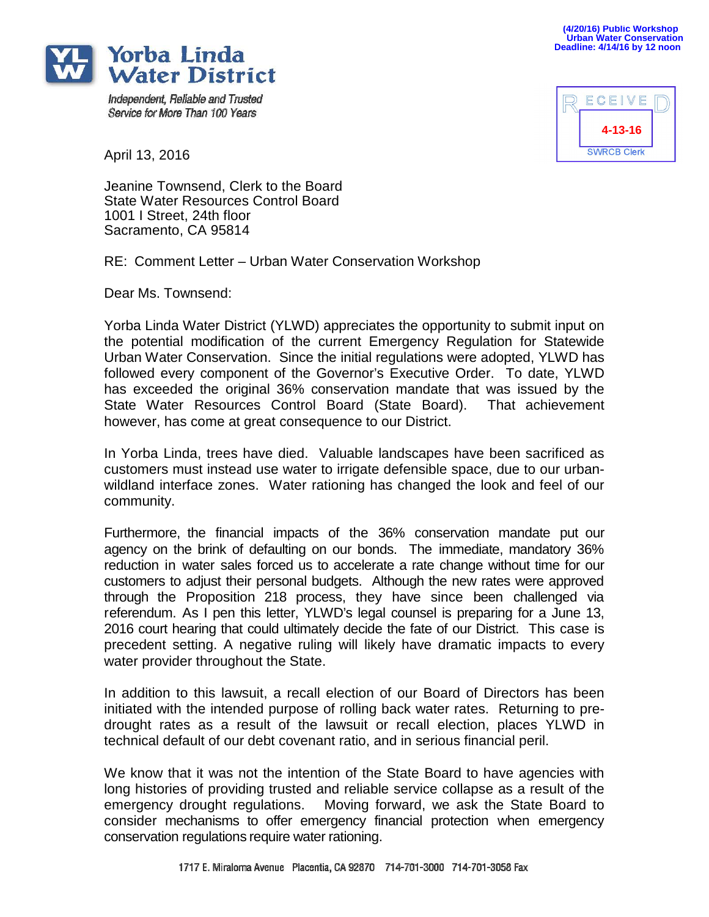(4/20/16) Public Workshop
Urban Water Conservation
Deadline: 4/14/16 by 12 noon

**Yorba Linda Water District**

*Independent, Reliable and Trusted Service for More Than 100 Years*

RECEIVED
4-13-16
SWRCB Clerk

April 13, 2016

Jeanine Townsend, Clerk to the Board
State Water Resources Control Board
1001 I Street, 24th floor
Sacramento, CA 95814

RE: Comment Letter – Urban Water Conservation Workshop

Dear Ms. Townsend:

Yorba Linda Water District (YLWD) appreciates the opportunity to submit input on the potential modification of the current Emergency Regulation for Statewide Urban Water Conservation. Since the initial regulations were adopted, YLWD has followed every component of the Governor's Executive Order. To date, YLWD has exceeded the original 36% conservation mandate that was issued by the State Water Resources Control Board (State Board). That achievement however, has come at great consequence to our District.

In Yorba Linda, trees have died. Valuable landscapes have been sacrificed as customers must instead use water to irrigate defensible space, due to our urban-wildland interface zones. Water rationing has changed the look and feel of our community.

Furthermore, the financial impacts of the 36% conservation mandate put our agency on the brink of defaulting on our bonds. The immediate, mandatory 36% reduction in water sales forced us to accelerate a rate change without time for our customers to adjust their personal budgets. Although the new rates were approved through the Proposition 218 process, they have since been challenged via referendum. As I pen this letter, YLWD's legal counsel is preparing for a June 13, 2016 court hearing that could ultimately decide the fate of our District. This case is precedent setting. A negative ruling will likely have dramatic impacts to every water provider throughout the State.

In addition to this lawsuit, a recall election of our Board of Directors has been initiated with the intended purpose of rolling back water rates. Returning to pre-drought rates as a result of the lawsuit or recall election, places YLWD in technical default of our debt covenant ratio, and in serious financial peril.

We know that it was not the intention of the State Board to have agencies with long histories of providing trusted and reliable service collapse as a result of the emergency drought regulations. Moving forward, we ask the State Board to consider mechanisms to offer emergency financial protection when emergency conservation regulations require water rationing.

1717 E. Miraloma Avenue Placentia, CA 92870 714-701-3000 714-701-3058 Fax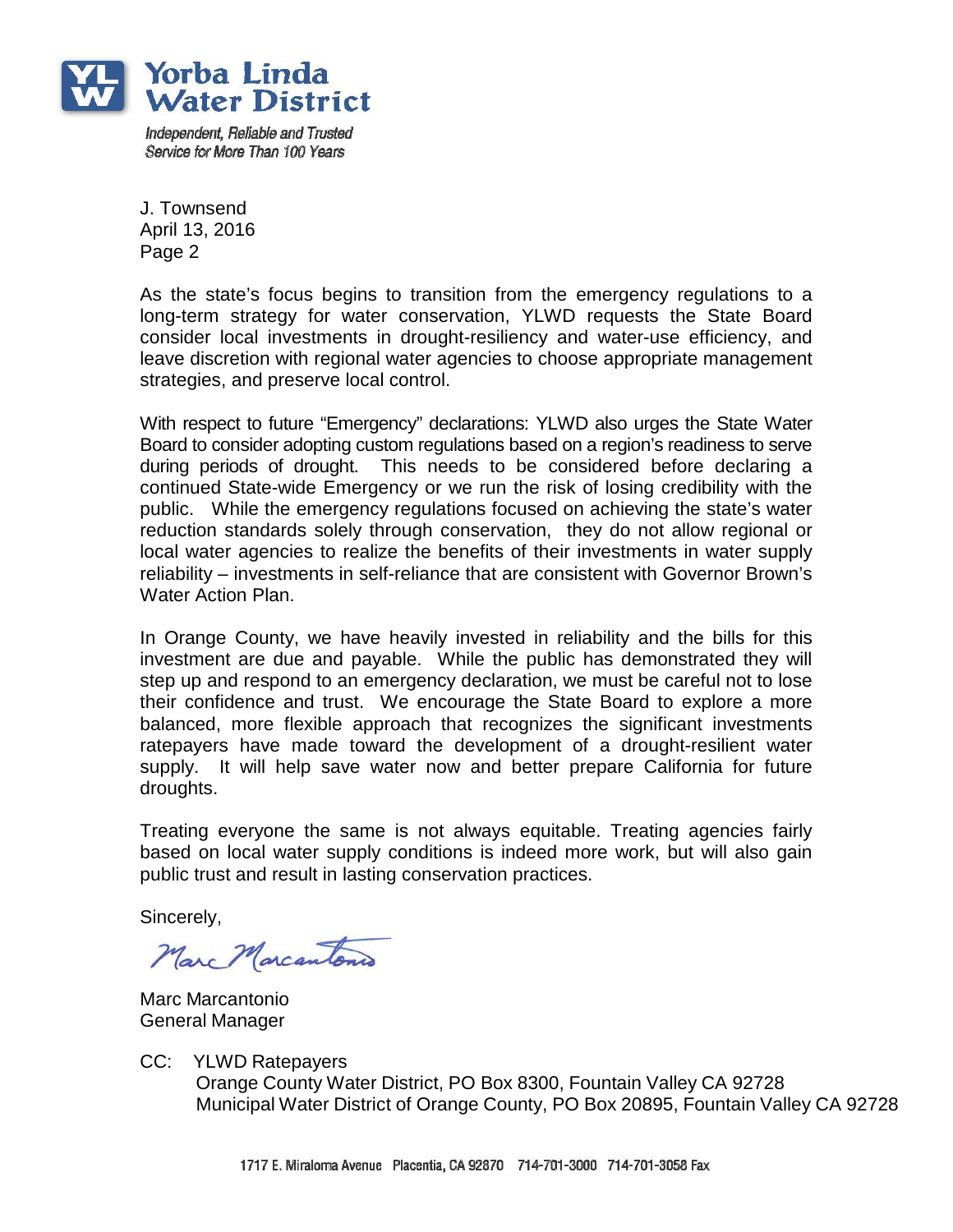J. Townsend
April 13, 2016
Page 2

As the state's focus begins to transition from the emergency regulations to a long-term strategy for water conservation, YLWD requests the State Board consider local investments in drought-resiliency and water-use efficiency, and leave discretion with regional water agencies to choose appropriate management strategies, and preserve local control.

With respect to future "Emergency" declarations: YLWD also urges the State Water Board to consider adopting custom regulations based on a region's readiness to serve during periods of drought. This needs to be considered before declaring a continued State-wide Emergency or we run the risk of losing credibility with the public. While the emergency regulations focused on achieving the state's water reduction standards solely through conservation, they do not allow regional or local water agencies to realize the benefits of their investments in water supply reliability – investments in self-reliance that are consistent with Governor Brown's Water Action Plan.

In Orange County, we have heavily invested in reliability and the bills for this investment are due and payable. While the public has demonstrated they will step up and respond to an emergency declaration, we must be careful not to lose their confidence and trust. We encourage the State Board to explore a more balanced, more flexible approach that recognizes the significant investments ratepayers have made toward the development of a drought-resilient water supply. It will help save water now and better prepare California for future droughts.

Treating everyone the same is not always equitable. Treating agencies fairly based on local water supply conditions is indeed more work, but will also gain public trust and result in lasting conservation practices.

Sincerely,

Marc Marcantonio
General Manager

CC: YLWD Ratepayers
Orange County Water District, PO Box 8300, Fountain Valley CA 92728
Municipal Water District of Orange County, PO Box 20895, Fountain Valley CA 92728